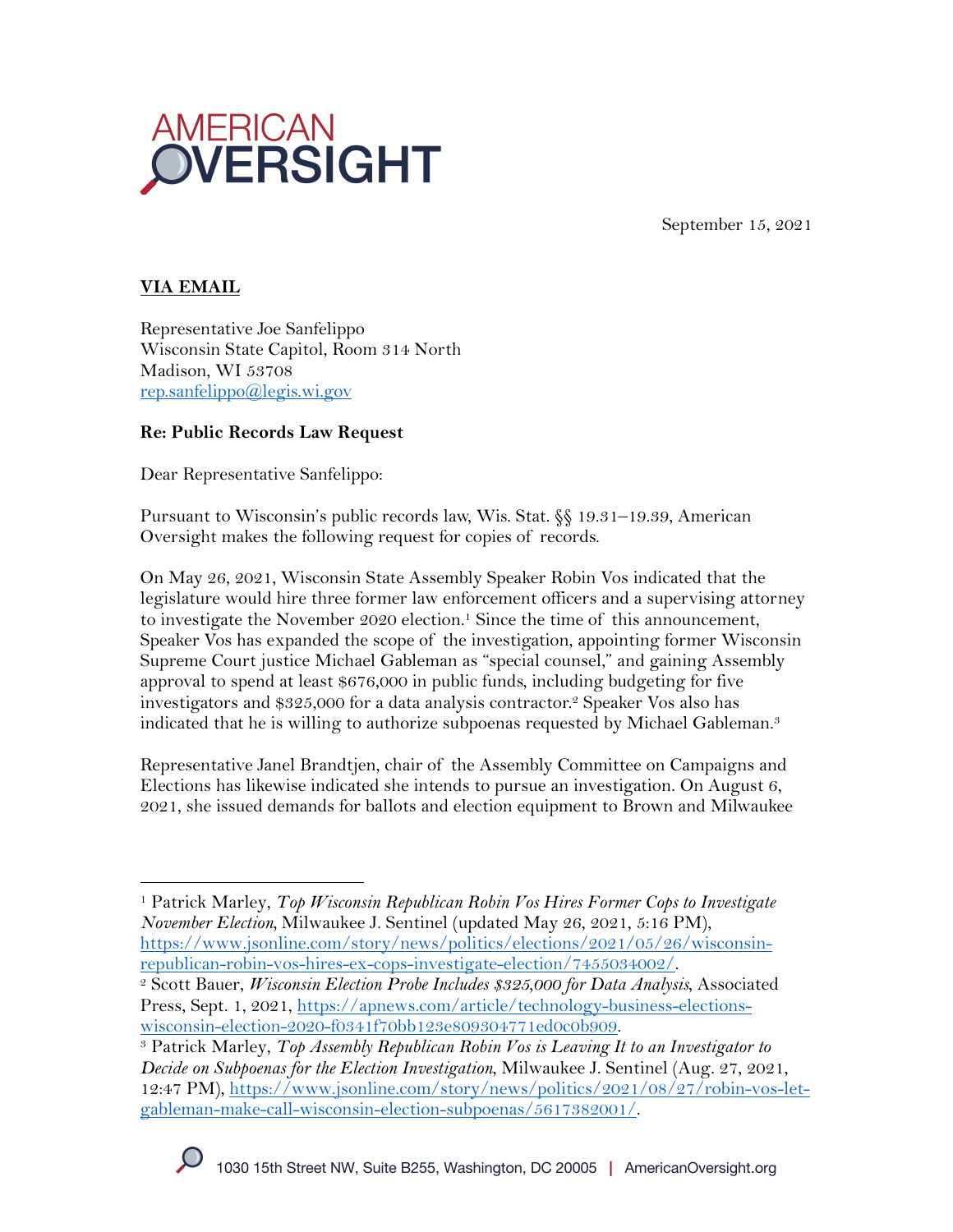AMERICAN OVERSIGHT

September 15, 2021

**VIA EMAIL**

Representative Joe Sanfelippo
Wisconsin State Capitol, Room 314 North
Madison, WI 53708
rep.sanfelippo@legis.wi.gov

**Re: Public Records Law Request**

Dear Representative Sanfelippo:

Pursuant to Wisconsin's public records law, Wis. Stat. §§ 19.31–19.39, American Oversight makes the following request for copies of records.

On May 26, 2021, Wisconsin State Assembly Speaker Robin Vos indicated that the legislature would hire three former law enforcement officers and a supervising attorney to investigate the November 2020 election.[1] Since the time of this announcement, Speaker Vos has expanded the scope of the investigation, appointing former Wisconsin Supreme Court justice Michael Gableman as "special counsel," and gaining Assembly approval to spend at least $676,000 in public funds, including budgeting for five investigators and $325,000 for a data analysis contractor.[2] Speaker Vos also has indicated that he is willing to authorize subpoenas requested by Michael Gableman.[3]

Representative Janel Brandtjen, chair of the Assembly Committee on Campaigns and Elections has likewise indicated she intends to pursue an investigation. On August 6, 2021, she issued demands for ballots and election equipment to Brown and Milwaukee

---

[1] Patrick Marley, *Top Wisconsin Republican Robin Vos Hires Former Cops to Investigate November Election*, Milwaukee J. Sentinel (updated May 26, 2021, 5:16 PM), https://www.jsonline.com/story/news/politics/elections/2021/05/26/wisconsin-republican-robin-vos-hires-ex-cops-investigate-election/7455034002/.

[2] Scott Bauer, *Wisconsin Election Probe Includes $325,000 for Data Analysis*, Associated Press, Sept. 1, 2021, https://apnews.com/article/technology-business-elections-wisconsin-election-2020-f0341f70bb123e809304771ed0c0b909.

[3] Patrick Marley, *Top Assembly Republican Robin Vos is Leaving It to an Investigator to Decide on Subpoenas for the Election Investigation*, Milwaukee J. Sentinel (Aug. 27, 2021, 12:47 PM), https://www.jsonline.com/story/news/politics/2021/08/27/robin-vos-let-gableman-make-call-wisconsin-election-subpoenas/5617382001/.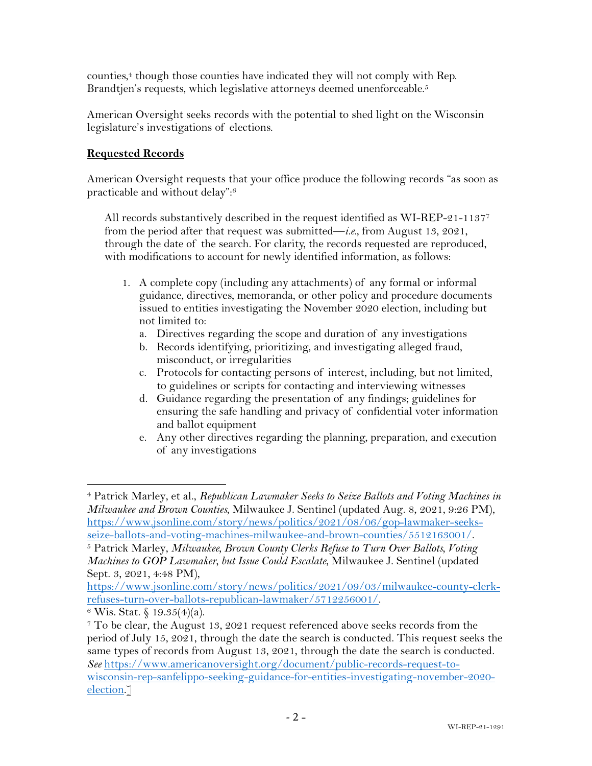counties,[4] though those counties have indicated they will not comply with Rep. Brandtjen's requests, which legislative attorneys deemed unenforceable.[5]

American Oversight seeks records with the potential to shed light on the Wisconsin legislature's investigations of elections.

**Requested Records**

American Oversight requests that your office produce the following records "as soon as practicable and without delay":[6]

> All records substantively described in the request identified as WI-REP-21-1137[7] from the period after that request was submitted—*i.e.*, from August 13, 2021, through the date of the search. For clarity, the records requested are reproduced, with modifications to account for newly identified information, as follows:
>
> 1. A complete copy (including any attachments) of any formal or informal guidance, directives, memoranda, or other policy and procedure documents issued to entities investigating the November 2020 election, including but not limited to:
>    a. Directives regarding the scope and duration of any investigations
>    b. Records identifying, prioritizing, and investigating alleged fraud, misconduct, or irregularities
>    c. Protocols for contacting persons of interest, including, but not limited, to guidelines or scripts for contacting and interviewing witnesses
>    d. Guidance regarding the presentation of any findings; guidelines for ensuring the safe handling and privacy of confidential voter information and ballot equipment
>    e. Any other directives regarding the planning, preparation, and execution of any investigations

---

[4] Patrick Marley, et al., *Republican Lawmaker Seeks to Seize Ballots and Voting Machines in Milwaukee and Brown Counties*, Milwaukee J. Sentinel (updated Aug. 8, 2021, 9:26 PM), https://www.jsonline.com/story/news/politics/2021/08/06/gop-lawmaker-seeks-seize-ballots-and-voting-machines-milwaukee-and-brown-counties/5512163001/.

[5] Patrick Marley, *Milwaukee, Brown County Clerks Refuse to Turn Over Ballots, Voting Machines to GOP Lawmaker, but Issue Could Escalate*, Milwaukee J. Sentinel (updated Sept. 3, 2021, 4:48 PM), https://www.jsonline.com/story/news/politics/2021/09/03/milwaukee-county-clerk-refuses-turn-over-ballots-republican-lawmaker/5712256001/.

[6] Wis. Stat. § 19.35(4)(a).

[7] To be clear, the August 13, 2021 request referenced above seeks records from the period of July 15, 2021, through the date the search is conducted. This request seeks the same types of records from August 13, 2021, through the date the search is conducted. *See* https://www.americanoversight.org/document/public-records-request-to-wisconsin-rep-sanfelippo-seeking-guidance-for-entities-investigating-november-2020-election.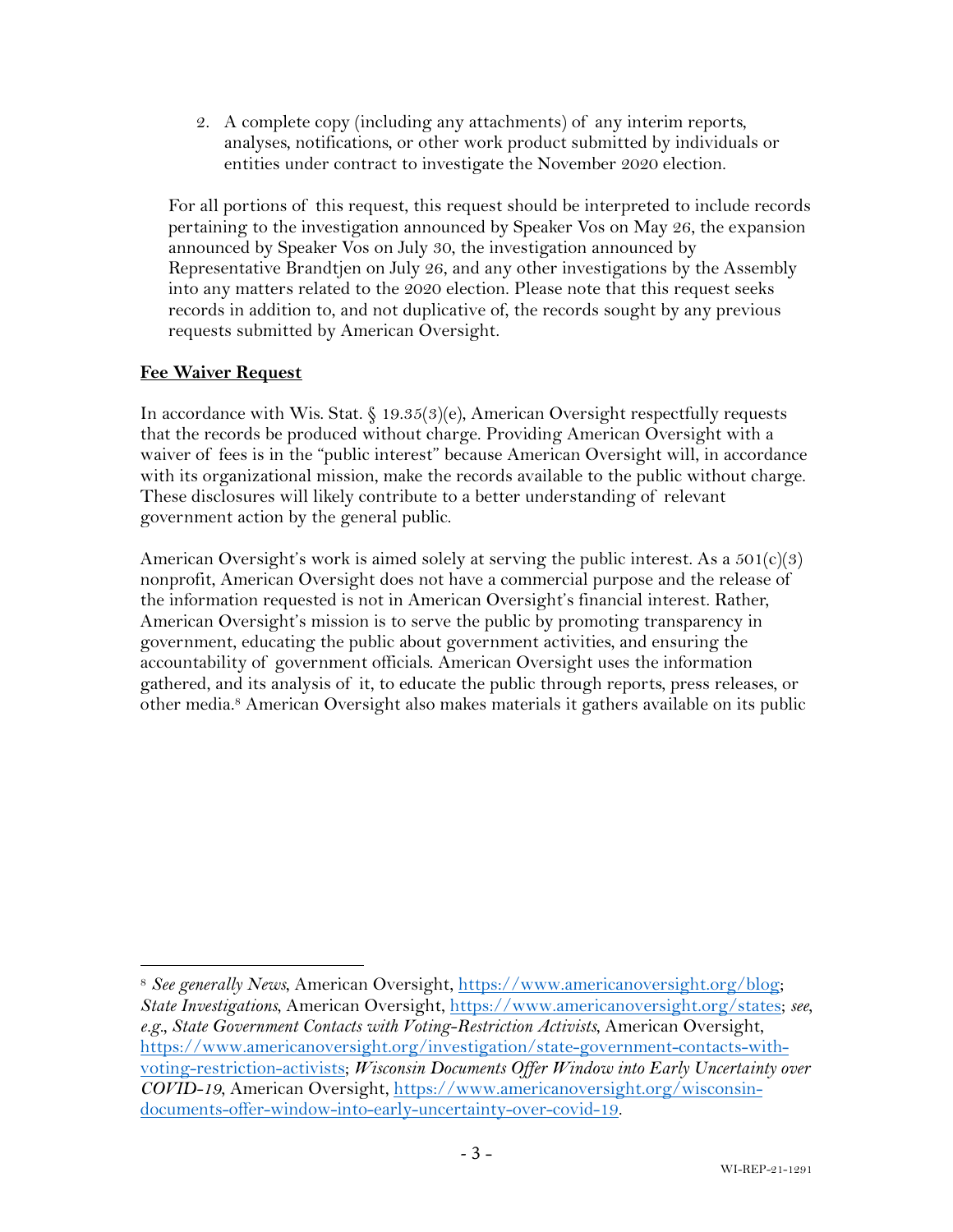2. A complete copy (including any attachments) of any interim reports, analyses, notifications, or other work product submitted by individuals or entities under contract to investigate the November 2020 election.

For all portions of this request, this request should be interpreted to include records pertaining to the investigation announced by Speaker Vos on May 26, the expansion announced by Speaker Vos on July 30, the investigation announced by Representative Brandtjen on July 26, and any other investigations by the Assembly into any matters related to the 2020 election. Please note that this request seeks records in addition to, and not duplicative of, the records sought by any previous requests submitted by American Oversight.

## Fee Waiver Request

In accordance with Wis. Stat. § 19.35(3)(e), American Oversight respectfully requests that the records be produced without charge. Providing American Oversight with a waiver of fees is in the "public interest" because American Oversight will, in accordance with its organizational mission, make the records available to the public without charge. These disclosures will likely contribute to a better understanding of relevant government action by the general public.

American Oversight's work is aimed solely at serving the public interest. As a 501(c)(3) nonprofit, American Oversight does not have a commercial purpose and the release of the information requested is not in American Oversight's financial interest. Rather, American Oversight's mission is to serve the public by promoting transparency in government, educating the public about government activities, and ensuring the accountability of government officials. American Oversight uses the information gathered, and its analysis of it, to educate the public through reports, press releases, or other media.[8] American Oversight also makes materials it gathers available on its public

---

[8] *See generally News*, American Oversight, https://www.americanoversight.org/blog; *State Investigations*, American Oversight, https://www.americanoversight.org/states; *see, e.g.*, *State Government Contacts with Voting-Restriction Activists*, American Oversight, https://www.americanoversight.org/investigation/state-government-contacts-with-voting-restriction-activists; *Wisconsin Documents Offer Window into Early Uncertainty over COVID-19*, American Oversight, https://www.americanoversight.org/wisconsin-documents-offer-window-into-early-uncertainty-over-covid-19.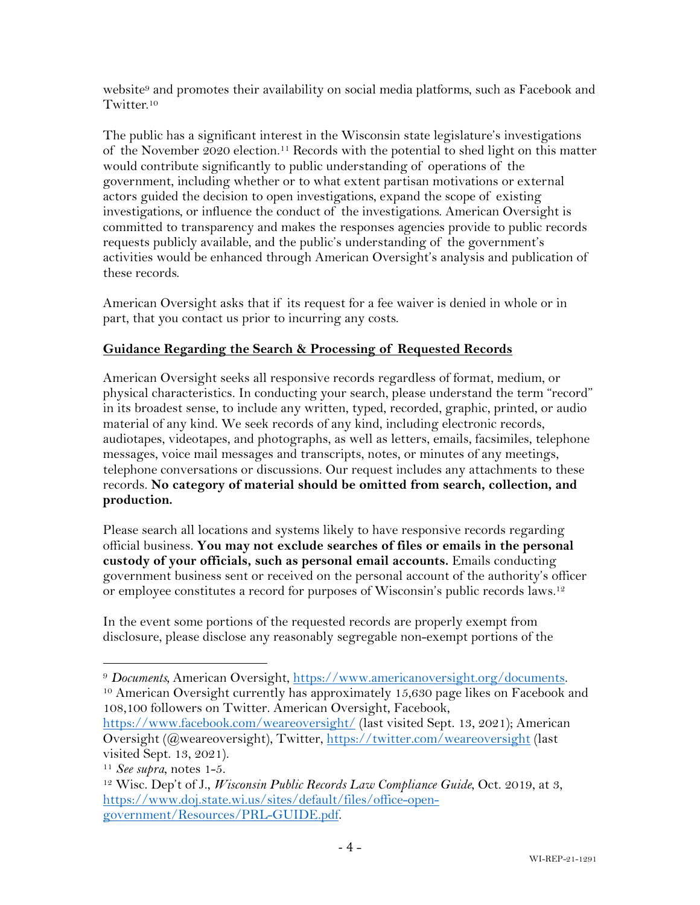website[9] and promotes their availability on social media platforms, such as Facebook and Twitter.[10]

The public has a significant interest in the Wisconsin state legislature's investigations of the November 2020 election.[11] Records with the potential to shed light on this matter would contribute significantly to public understanding of operations of the government, including whether or to what extent partisan motivations or external actors guided the decision to open investigations, expand the scope of existing investigations, or influence the conduct of the investigations. American Oversight is committed to transparency and makes the responses agencies provide to public records requests publicly available, and the public's understanding of the government's activities would be enhanced through American Oversight's analysis and publication of these records.

American Oversight asks that if its request for a fee waiver is denied in whole or in part, that you contact us prior to incurring any costs.

__Guidance Regarding the Search & Processing of Requested Records__

American Oversight seeks all responsive records regardless of format, medium, or physical characteristics. In conducting your search, please understand the term "record" in its broadest sense, to include any written, typed, recorded, graphic, printed, or audio material of any kind. We seek records of any kind, including electronic records, audiotapes, videotapes, and photographs, as well as letters, emails, facsimiles, telephone messages, voice mail messages and transcripts, notes, or minutes of any meetings, telephone conversations or discussions. Our request includes any attachments to these records. **No category of material should be omitted from search, collection, and production.**

Please search all locations and systems likely to have responsive records regarding official business. **You may not exclude searches of files or emails in the personal custody of your officials, such as personal email accounts.** Emails conducting government business sent or received on the personal account of the authority's officer or employee constitutes a record for purposes of Wisconsin's public records laws.[12]

In the event some portions of the requested records are properly exempt from disclosure, please disclose any reasonably segregable non-exempt portions of the

---

[9] *Documents*, American Oversight, https://www.americanoversight.org/documents.

[10] American Oversight currently has approximately 15,630 page likes on Facebook and 108,100 followers on Twitter. American Oversight, Facebook, https://www.facebook.com/weareoversight/ (last visited Sept. 13, 2021); American Oversight (@weareoversight), Twitter, https://twitter.com/weareoversight (last visited Sept. 13, 2021).

[11] *See supra*, notes 1-5.

[12] Wisc. Dep't of J., *Wisconsin Public Records Law Compliance Guide*, Oct. 2019, at 3, https://www.doj.state.wi.us/sites/default/files/office-open-government/Resources/PRL-GUIDE.pdf.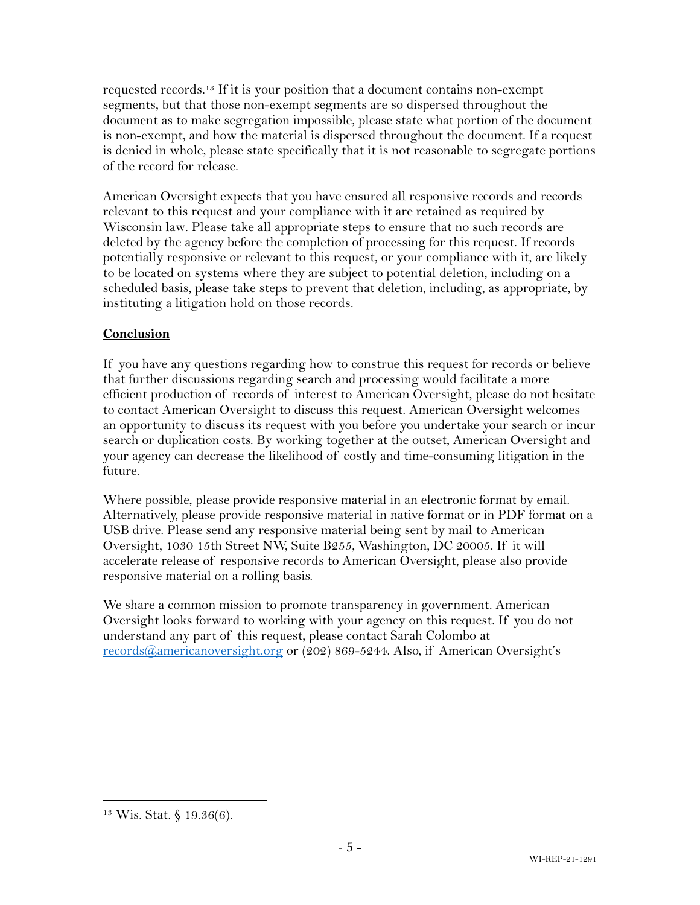requested records.[13] If it is your position that a document contains non-exempt segments, but that those non-exempt segments are so dispersed throughout the document as to make segregation impossible, please state what portion of the document is non-exempt, and how the material is dispersed throughout the document. If a request is denied in whole, please state specifically that it is not reasonable to segregate portions of the record for release.

American Oversight expects that you have ensured all responsive records and records relevant to this request and your compliance with it are retained as required by Wisconsin law. Please take all appropriate steps to ensure that no such records are deleted by the agency before the completion of processing for this request. If records potentially responsive or relevant to this request, or your compliance with it, are likely to be located on systems where they are subject to potential deletion, including on a scheduled basis, please take steps to prevent that deletion, including, as appropriate, by instituting a litigation hold on those records.

**Conclusion**

If you have any questions regarding how to construe this request for records or believe that further discussions regarding search and processing would facilitate a more efficient production of records of interest to American Oversight, please do not hesitate to contact American Oversight to discuss this request. American Oversight welcomes an opportunity to discuss its request with you before you undertake your search or incur search or duplication costs. By working together at the outset, American Oversight and your agency can decrease the likelihood of costly and time-consuming litigation in the future.

Where possible, please provide responsive material in an electronic format by email. Alternatively, please provide responsive material in native format or in PDF format on a USB drive. Please send any responsive material being sent by mail to American Oversight, 1030 15th Street NW, Suite B255, Washington, DC 20005. If it will accelerate release of responsive records to American Oversight, please also provide responsive material on a rolling basis.

We share a common mission to promote transparency in government. American Oversight looks forward to working with your agency on this request. If you do not understand any part of this request, please contact Sarah Colombo at [records@americanoversight.org](mailto:records@americanoversight.org) or (202) 869-5244. Also, if American Oversight's

[13] Wis. Stat. § 19.36(6).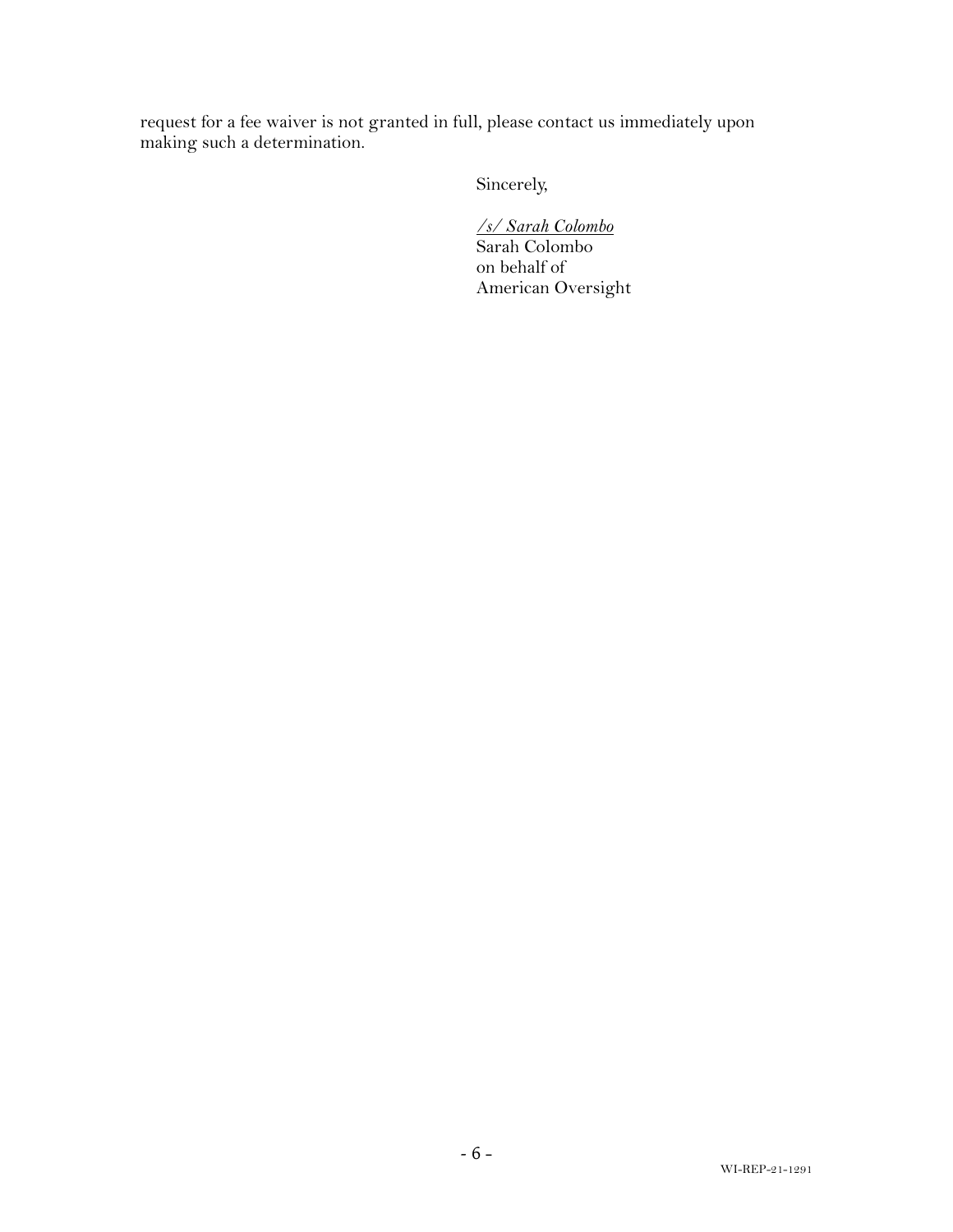request for a fee waiver is not granted in full, please contact us immediately upon making such a determination.

Sincerely,

*/s/ Sarah Colombo*
Sarah Colombo
on behalf of
American Oversight

WI-REP-21-1291